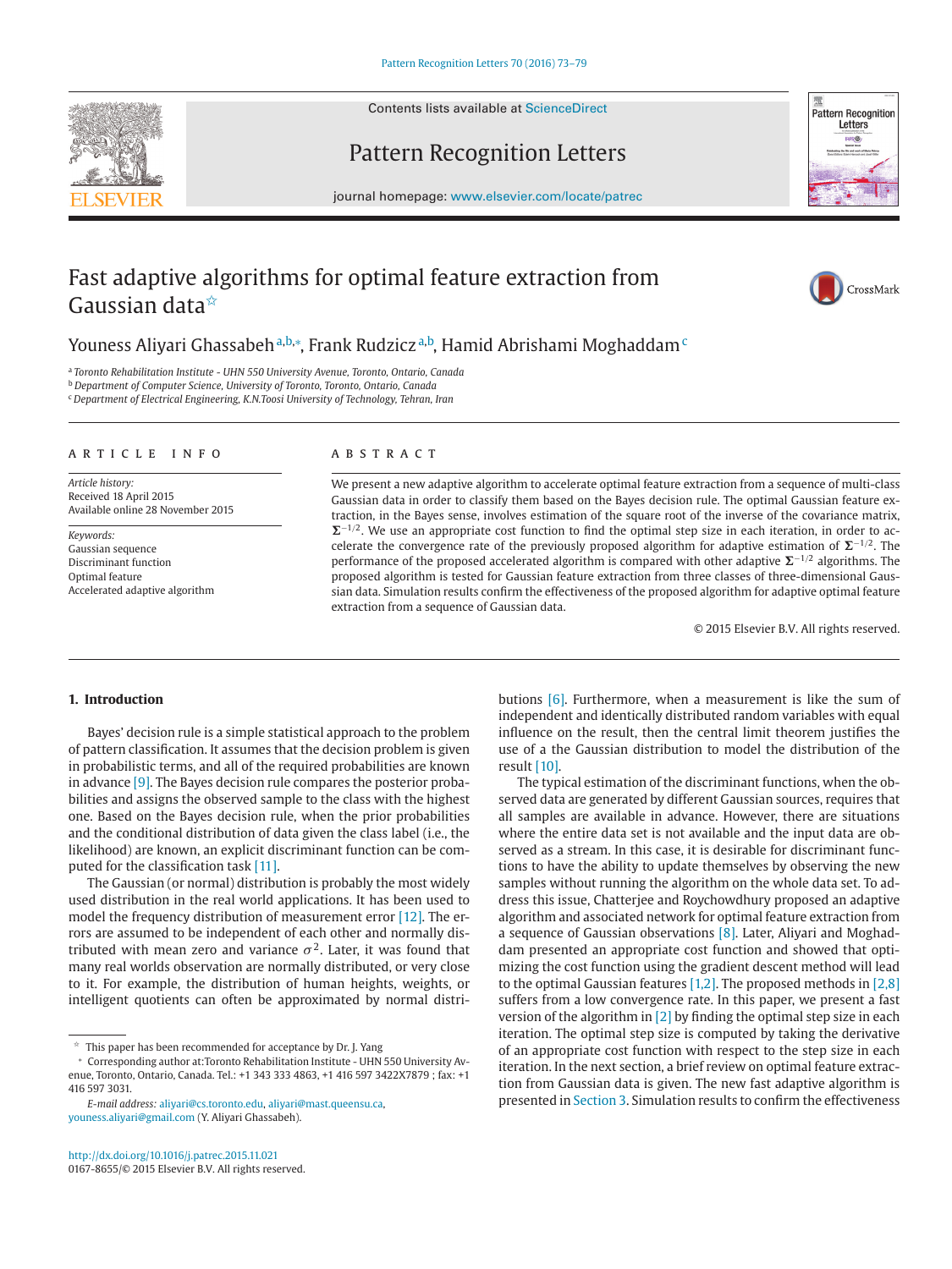# Fast adaptive algorithms for optimal feature extraction from Gaussian data ☆

Youness Aliyari Ghassabeh [a,b,*], Frank Rudzicz [a,b], Hamid Abrishami Moghaddam [c]

[a] Toronto Rehabilitation Institute - UHN 550 University Avenue, Toronto, Ontario, Canada
[b] Department of Computer Science, University of Toronto, Toronto, Ontario, Canada
[c] Department of Electrical Engineering, K.N.Toosi University of Technology, Tehran, Iran

## ARTICLE INFO

*Article history:*
Received 18 April 2015
Available online 28 November 2015

*Keywords:*
Gaussian sequence
Discriminant function
Optimal feature
Accelerated adaptive algorithm

## ABSTRACT

We present a new adaptive algorithm to accelerate optimal feature extraction from a sequence of multi-class Gaussian data in order to classify them based on the Bayes decision rule. The optimal Gaussian feature extraction, in the Bayes sense, involves estimation of the square root of the inverse of the covariance matrix, $\mathbf{\Sigma}^{-1/2}$. We use an appropriate cost function to find the optimal step size in each iteration, in order to accelerate the convergence rate of the previously proposed algorithm for adaptive estimation of $\mathbf{\Sigma}^{-1/2}$. The performance of the proposed accelerated algorithm is compared with other adaptive $\mathbf{\Sigma}^{-1/2}$ algorithms. The proposed algorithm is tested for Gaussian feature extraction from three classes of three-dimensional Gaussian data. Simulation results confirm the effectiveness of the proposed algorithm for adaptive optimal feature extraction from a sequence of Gaussian data.

© 2015 Elsevier B.V. All rights reserved.

## 1. Introduction

Bayes' decision rule is a simple statistical approach to the problem of pattern classification. It assumes that the decision problem is given in probabilistic terms, and all of the required probabilities are known in advance [9]. The Bayes decision rule compares the posterior probabilities and assigns the observed sample to the class with the highest one. Based on the Bayes decision rule, when the prior probabilities and the conditional distribution of data given the class label (i.e., the likelihood) are known, an explicit discriminant function can be computed for the classification task [11].

The Gaussian (or normal) distribution is probably the most widely used distribution in the real world applications. It has been used to model the frequency distribution of measurement error [12]. The errors are assumed to be independent of each other and normally distributed with mean zero and variance $\sigma^2$. Later, it was found that many real worlds observation are normally distributed, or very close to it. For example, the distribution of human heights, weights, or intelligent quotients can often be approximated by normal distributions [6]. Furthermore, when a measurement is like the sum of independent and identically distributed random variables with equal influence on the result, then the central limit theorem justifies the use of a the Gaussian distribution to model the distribution of the result [10].

The typical estimation of the discriminant functions, when the observed data are generated by different Gaussian sources, requires that all samples are available in advance. However, there are situations where the entire data set is not available and the input data are observed as a stream. In this case, it is desirable for discriminant functions to have the ability to update themselves by observing the new samples without running the algorithm on the whole data set. To address this issue, Chatterjee and Roychowdhury proposed an adaptive algorithm and associated network for optimal feature extraction from a sequence of Gaussian observations [8]. Later, Aliyari and Moghaddam presented an appropriate cost function and showed that optimizing the cost function using the gradient descent method will lead to the optimal Gaussian features [1,2]. The proposed methods in [2,8] suffers from a low convergence rate. In this paper, we present a fast version of the algorithm in [2] by finding the optimal step size in each iteration. The optimal step size is computed by taking the derivative of an appropriate cost function with respect to the step size in each iteration. In the next section, a brief review on optimal feature extraction from Gaussian data is given. The new fast adaptive algorithm is presented in Section 3. Simulation results to confirm the effectiveness

---

☆ This paper has been recommended for acceptance by Dr. J. Yang

* Corresponding author at:Toronto Rehabilitation Institute - UHN 550 University Avenue, Toronto, Ontario, Canada. Tel.: +1 343 333 4863, +1 416 597 3422X7879 ; fax: +1 416 597 3031.

*E-mail address:* aliyari@cs.toronto.edu, aliyari@mast.queensu.ca, youness.aliyari@gmail.com (Y. Aliyari Ghassabeh).

http://dx.doi.org/10.1016/j.patrec.2015.11.021
0167-8655/© 2015 Elsevier B.V. All rights reserved.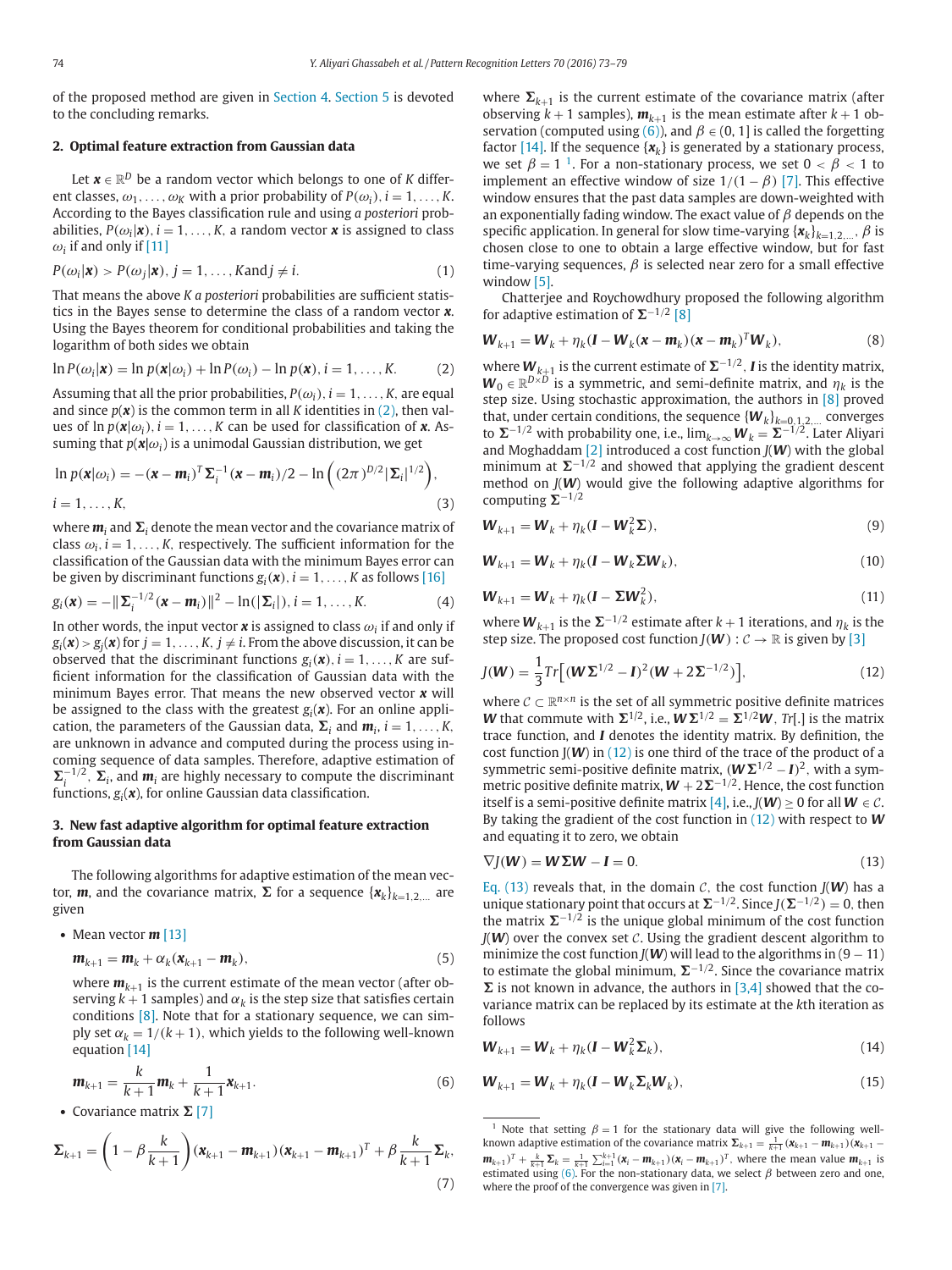of the proposed method are given in Section 4. Section 5 is devoted to the concluding remarks.

## 2. Optimal feature extraction from Gaussian data

Let $\boldsymbol{x} \in \mathbb{R}^D$ be a random vector which belongs to one of $K$ different classes, $\omega_1, \ldots, \omega_K$ with a prior probability of $P(\omega_i), i = 1, \ldots, K$. According to the Bayes classification rule and using *a posteriori* probabilities, $P(\omega_i|\boldsymbol{x}), i = 1, \ldots, K$, a random vector $\boldsymbol{x}$ is assigned to class $\omega_i$ if and only if [11]

$$P(\omega_i|\boldsymbol{x}) > P(\omega_j|\boldsymbol{x}), \; j = 1, \ldots, K \text{ and } j \neq i. \tag{1}$$

That means the above $K$ *a posteriori* probabilities are sufficient statistics in the Bayes sense to determine the class of a random vector $\boldsymbol{x}$. Using the Bayes theorem for conditional probabilities and taking the logarithm of both sides we obtain

$$\ln P(\omega_i|\boldsymbol{x}) = \ln p(\boldsymbol{x}|\omega_i) + \ln P(\omega_i) - \ln p(\boldsymbol{x}), i = 1, \ldots, K. \tag{2}$$

Assuming that all the prior probabilities, $P(\omega_i), i = 1, \ldots, K$, are equal and since $p(\boldsymbol{x})$ is the common term in all $K$ identities in (2), then values of $\ln p(\boldsymbol{x}|\omega_i), i = 1, \ldots, K$ can be used for classification of $\boldsymbol{x}$. Assuming that $p(\boldsymbol{x}|\omega_i)$ is a unimodal Gaussian distribution, we get

$$\ln p(\boldsymbol{x}|\omega_i) = -(\boldsymbol{x} - \boldsymbol{m}_i)^T \boldsymbol{\Sigma}_i^{-1} (\boldsymbol{x} - \boldsymbol{m}_i)/2 - \ln\left((2\pi)^{D/2} |\boldsymbol{\Sigma}_i|^{1/2}\right),$$
$$i = 1, \ldots, K, \tag{3}$$

where $\boldsymbol{m}_i$ and $\boldsymbol{\Sigma}_i$ denote the mean vector and the covariance matrix of class $\omega_i, i = 1, \ldots, K$, respectively. The sufficient information for the classification of the Gaussian data with the minimum Bayes error can be given by discriminant functions $g_i(\boldsymbol{x}), i = 1, \ldots, K$ as follows [16]

$$g_i(\boldsymbol{x}) = -\|\boldsymbol{\Sigma}_i^{-1/2}(\boldsymbol{x} - \boldsymbol{m}_i)\|^2 - \ln(|\boldsymbol{\Sigma}_i|), i = 1, \ldots, K. \tag{4}$$

In other words, the input vector $\boldsymbol{x}$ is assigned to class $\omega_i$ if and only if $g_i(\boldsymbol{x}) > g_j(\boldsymbol{x})$ for $j = 1, \ldots, K, j \neq i$. From the above discussion, it can be observed that the discriminant functions $g_i(\boldsymbol{x}), i = 1, \ldots, K$ are sufficient information for the classification of Gaussian data with the minimum Bayes error. That means the new observed vector $\boldsymbol{x}$ will be assigned to the class with the greatest $g_i(\boldsymbol{x})$. For an online application, the parameters of the Gaussian data, $\boldsymbol{\Sigma}_i$ and $\boldsymbol{m}_i, i = 1, \ldots, K$, are unknown in advance and computed during the process using incoming sequence of data samples. Therefore, adaptive estimation of $\boldsymbol{\Sigma}_i^{-1/2}$, $\boldsymbol{\Sigma}_i$, and $\boldsymbol{m}_i$ are highly necessary to compute the discriminant functions, $g_i(\boldsymbol{x})$, for online Gaussian data classification.

## 3. New fast adaptive algorithm for optimal feature extraction from Gaussian data

The following algorithms for adaptive estimation of the mean vector, $\boldsymbol{m}$, and the covariance matrix, $\boldsymbol{\Sigma}$ for a sequence $\{\boldsymbol{x}_k\}_{k=1,2,\ldots}$ are given

- Mean vector $\boldsymbol{m}$ [13]

$$\boldsymbol{m}_{k+1} = \boldsymbol{m}_k + \alpha_k(\boldsymbol{x}_{k+1} - \boldsymbol{m}_k), \tag{5}$$

where $\boldsymbol{m}_{k+1}$ is the current estimate of the mean vector (after observing $k+1$ samples) and $\alpha_k$ is the step size that satisfies certain conditions [8]. Note that for a stationary sequence, we can simply set $\alpha_k = 1/(k+1)$, which yields to the following well-known equation [14]

$$\boldsymbol{m}_{k+1} = \frac{k}{k+1}\boldsymbol{m}_k + \frac{1}{k+1}\boldsymbol{x}_{k+1}. \tag{6}$$

- Covariance matrix $\boldsymbol{\Sigma}$ [7]

$$\boldsymbol{\Sigma}_{k+1} = \left(1 - \beta\frac{k}{k+1}\right)(\boldsymbol{x}_{k+1} - \boldsymbol{m}_{k+1})(\boldsymbol{x}_{k+1} - \boldsymbol{m}_{k+1})^T + \beta\frac{k}{k+1}\boldsymbol{\Sigma}_k, \tag{7}$$

where $\boldsymbol{\Sigma}_{k+1}$ is the current estimate of the covariance matrix (after observing $k+1$ samples), $\boldsymbol{m}_{k+1}$ is the mean estimate after $k+1$ observation (computed using (6)), and $\beta \in (0, 1]$ is called the forgetting factor [14]. If the sequence $\{\boldsymbol{x}_k\}$ is generated by a stationary process, we set $\beta = 1$ [1]. For a non-stationary process, we set $0 < \beta < 1$ to implement an effective window of size $1/(1-\beta)$ [7]. This effective window ensures that the past data samples are down-weighted with an exponentially fading window. The exact value of $\beta$ depends on the specific application. In general for slow time-varying $\{\boldsymbol{x}_k\}_{k=1,2,\ldots}$, $\beta$ is chosen close to one to obtain a large effective window, but for fast time-varying sequences, $\beta$ is selected near zero for a small effective window [5].

Chatterjee and Roychowdhury proposed the following algorithm for adaptive estimation of $\boldsymbol{\Sigma}^{-1/2}$ [8]

$$\boldsymbol{W}_{k+1} = \boldsymbol{W}_k + \eta_k(\boldsymbol{I} - \boldsymbol{W}_k(\boldsymbol{x} - \boldsymbol{m}_k)(\boldsymbol{x} - \boldsymbol{m}_k)^T\boldsymbol{W}_k), \tag{8}$$

where $\boldsymbol{W}_{k+1}$ is the current estimate of $\boldsymbol{\Sigma}^{-1/2}$, $\boldsymbol{I}$ is the identity matrix, $\boldsymbol{W}_0 \in \mathbb{R}^{D\times D}$ is a symmetric, and semi-definite matrix, and $\eta_k$ is the step size. Using stochastic approximation, the authors in [8] proved that, under certain conditions, the sequence $\{\boldsymbol{W}_k\}_{k=0,1,2,\ldots}$ converges to $\boldsymbol{\Sigma}^{-1/2}$ with probability one, i.e., $\lim_{k\to\infty} \boldsymbol{W}_k = \boldsymbol{\Sigma}^{-1/2}$. Later Aliyari and Moghaddam [2] introduced a cost function $J(\boldsymbol{W})$ with the global minimum at $\boldsymbol{\Sigma}^{-1/2}$ and showed that applying the gradient descent method on $J(\boldsymbol{W})$ would give the following adaptive algorithms for computing $\boldsymbol{\Sigma}^{-1/2}$

$$\boldsymbol{W}_{k+1} = \boldsymbol{W}_k + \eta_k(\boldsymbol{I} - \boldsymbol{W}_k^2\boldsymbol{\Sigma}), \tag{9}$$

$$\boldsymbol{W}_{k+1} = \boldsymbol{W}_k + \eta_k(\boldsymbol{I} - \boldsymbol{W}_k\boldsymbol{\Sigma}\boldsymbol{W}_k), \tag{10}$$

$$\boldsymbol{W}_{k+1} = \boldsymbol{W}_k + \eta_k(\boldsymbol{I} - \boldsymbol{\Sigma}\boldsymbol{W}_k^2), \tag{11}$$

where $\boldsymbol{W}_{k+1}$ is the $\boldsymbol{\Sigma}^{-1/2}$ estimate after $k+1$ iterations, and $\eta_k$ is the step size. The proposed cost function $J(\boldsymbol{W}) : \mathcal{C} \to \mathbb{R}$ is given by [3]

$$J(\boldsymbol{W}) = \frac{1}{3}Tr\left[(\boldsymbol{W}\boldsymbol{\Sigma}^{1/2} - \boldsymbol{I})^2(\boldsymbol{W} + 2\boldsymbol{\Sigma}^{-1/2})\right], \tag{12}$$

where $\mathcal{C} \subset \mathbb{R}^{n\times n}$ is the set of all symmetric positive definite matrices $\boldsymbol{W}$ that commute with $\boldsymbol{\Sigma}^{1/2}$, i.e., $\boldsymbol{W}\boldsymbol{\Sigma}^{1/2} = \boldsymbol{\Sigma}^{1/2}\boldsymbol{W}$, $Tr[.]$ is the matrix trace function, and $\boldsymbol{I}$ denotes the identity matrix. By definition, the cost function $J(\boldsymbol{W})$ in (12) is one third of the trace of the product of a symmetric semi-positive definite matrix, $(\boldsymbol{W}\boldsymbol{\Sigma}^{1/2} - \boldsymbol{I})^2$, with a symmetric positive definite matrix, $\boldsymbol{W} + 2\boldsymbol{\Sigma}^{-1/2}$. Hence, the cost function itself is a semi-positive definite matrix [4], i.e., $J(\boldsymbol{W}) \geq 0$ for all $\boldsymbol{W} \in \mathcal{C}$. By taking the gradient of the cost function in (12) with respect to $\boldsymbol{W}$ and equating it to zero, we obtain

$$\nabla J(\boldsymbol{W}) = \boldsymbol{W}\boldsymbol{\Sigma}\boldsymbol{W} - \boldsymbol{I} = 0. \tag{13}$$

Eq. (13) reveals that, in the domain $\mathcal{C}$, the cost function $J(\boldsymbol{W})$ has a unique stationary point that occurs at $\boldsymbol{\Sigma}^{-1/2}$. Since $J(\boldsymbol{\Sigma}^{-1/2}) = 0$, then the matrix $\boldsymbol{\Sigma}^{-1/2}$ is the unique global minimum of the cost function $J(\boldsymbol{W})$ over the convex set $\mathcal{C}$. Using the gradient descent algorithm to minimize the cost function $J(\boldsymbol{W})$ will lead to the algorithms in $(9-11)$ to estimate the global minimum, $\boldsymbol{\Sigma}^{-1/2}$. Since the covariance matrix $\boldsymbol{\Sigma}$ is not known in advance, the authors in [3,4] showed that the covariance matrix can be replaced by its estimate at the $k$th iteration as follows

$$\boldsymbol{W}_{k+1} = \boldsymbol{W}_k + \eta_k(\boldsymbol{I} - \boldsymbol{W}_k^2\boldsymbol{\Sigma}_k), \tag{14}$$

$$\boldsymbol{W}_{k+1} = \boldsymbol{W}_k + \eta_k(\boldsymbol{I} - \boldsymbol{W}_k\boldsymbol{\Sigma}_k\boldsymbol{W}_k), \tag{15}$$

[1] Note that setting $\beta = 1$ for the stationary data will give the following well-known adaptive estimation of the covariance matrix $\boldsymbol{\Sigma}_{k+1} = \frac{1}{k+1}(\boldsymbol{x}_{k+1} - \boldsymbol{m}_{k+1})(\boldsymbol{x}_{k+1} - \boldsymbol{m}_{k+1})^T + \frac{k}{k+1}\boldsymbol{\Sigma}_k = \frac{1}{k+1}\sum_{i=1}^{k+1}(\boldsymbol{x}_i - \boldsymbol{m}_{k+1})(\boldsymbol{x}_i - \boldsymbol{m}_{k+1})^T$, where the mean value $\boldsymbol{m}_{k+1}$ is estimated using (6). For the non-stationary data, we select $\beta$ between zero and one, where the proof of the convergence was given in [7].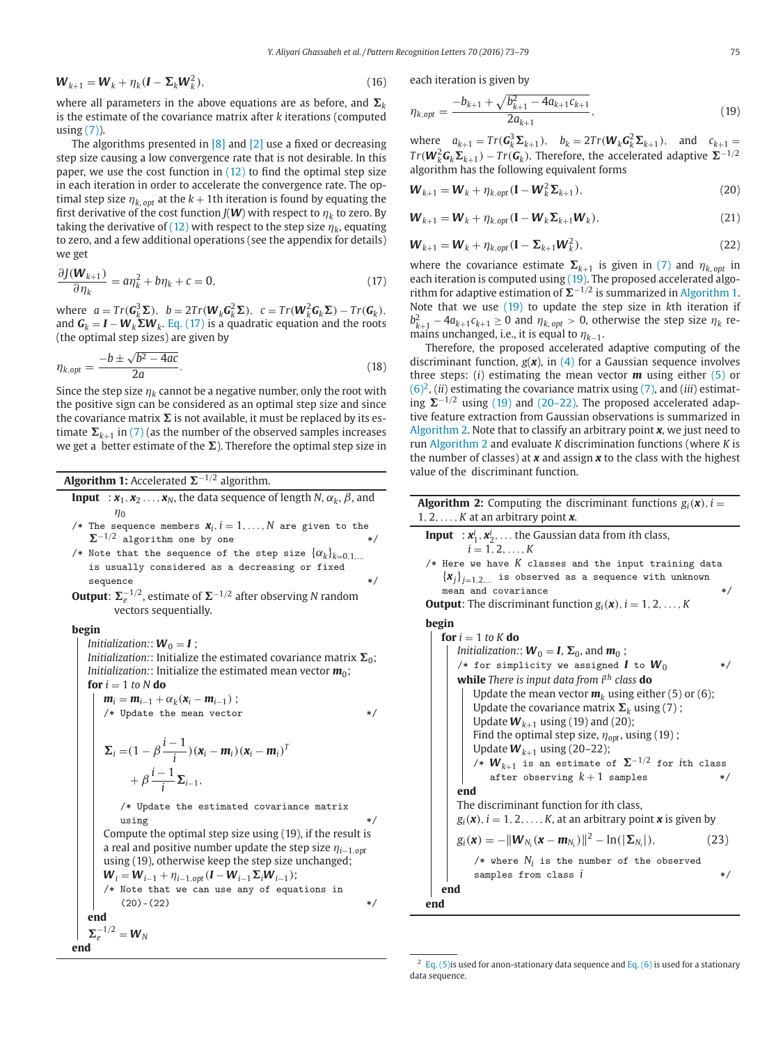$$\boldsymbol{W}_{k+1} = \boldsymbol{W}_k + \eta_k(\boldsymbol{I} - \boldsymbol{\Sigma}_k \boldsymbol{W}_k^2), \tag{16}$$

where all parameters in the above equations are as before, and $\boldsymbol{\Sigma}_k$ is the estimate of the covariance matrix after $k$ iterations (computed using (7)).

The algorithms presented in [8] and [2] use a fixed or decreasing step size causing a low convergence rate that is not desirable. In this paper, we use the cost function in (12) to find the optimal step size in each iteration in order to accelerate the convergence rate. The optimal step size $\eta_{k,\,opt}$ at the $k+1$th iteration is found by equating the first derivative of the cost function $J(\boldsymbol{W})$ with respect to $\eta_k$ to zero. By taking the derivative of (12) with respect to the step size $\eta_k$, equating to zero, and a few additional operations (see the appendix for details) we get

$$\frac{\partial J(\boldsymbol{W}_{k+1})}{\partial \eta_k} = a\eta_k^2 + b\eta_k + c = 0, \tag{17}$$

where $a = Tr(\boldsymbol{G}_k^3 \boldsymbol{\Sigma})$, $b = 2Tr(\boldsymbol{W}_k \boldsymbol{G}_k^2 \boldsymbol{\Sigma})$, $c = Tr(\boldsymbol{W}_k^2 \boldsymbol{G}_k \boldsymbol{\Sigma}) - Tr(\boldsymbol{G}_k)$, and $\boldsymbol{G}_k = \boldsymbol{I} - \boldsymbol{W}_k \boldsymbol{\Sigma} \boldsymbol{W}_k$. Eq. (17) is a quadratic equation and the roots (the optimal step sizes) are given by

$$\eta_{k,opt} = \frac{-b \pm \sqrt{b^2 - 4ac}}{2a}. \tag{18}$$

Since the step size $\eta_k$ cannot be a negative number, only the root with the positive sign can be considered as an optimal step size and since the covariance matrix $\boldsymbol{\Sigma}$ is not available, it must be replaced by its estimate $\boldsymbol{\Sigma}_{k+1}$ in (7) (as the number of the observed samples increases we get a better estimate of the $\boldsymbol{\Sigma}$). Therefore the optimal step size in each iteration is given by

$$\eta_{k,opt} = \frac{-b_{k+1} + \sqrt{b_{k+1}^2 - 4a_{k+1}c_{k+1}}}{2a_{k+1}}, \tag{19}$$

where $a_{k+1} = Tr(\boldsymbol{G}_k^3 \boldsymbol{\Sigma}_{k+1})$, $b_k = 2Tr(\boldsymbol{W}_k \boldsymbol{G}_k^2 \boldsymbol{\Sigma}_{k+1})$, and $c_{k+1} = Tr(\boldsymbol{W}_k^2 \boldsymbol{G}_k \boldsymbol{\Sigma}_{k+1}) - Tr(\boldsymbol{G}_k)$. Therefore, the accelerated adaptive $\boldsymbol{\Sigma}^{-1/2}$ algorithm has the following equivalent forms

$$\boldsymbol{W}_{k+1} = \boldsymbol{W}_k + \eta_{k,opt}(\mathbf{I} - \boldsymbol{W}_k^2 \boldsymbol{\Sigma}_{k+1}), \tag{20}$$

$$\boldsymbol{W}_{k+1} = \boldsymbol{W}_k + \eta_{k,opt}(\mathbf{I} - \boldsymbol{W}_k \boldsymbol{\Sigma}_{k+1} \boldsymbol{W}_k), \tag{21}$$

$$\boldsymbol{W}_{k+1} = \boldsymbol{W}_k + \eta_{k,opt}(\mathbf{I} - \boldsymbol{\Sigma}_{k+1} \boldsymbol{W}_k^2), \tag{22}$$

where the covariance estimate $\boldsymbol{\Sigma}_{k+1}$ is given in (7) and $\eta_{k,\,opt}$ in each iteration is computed using (19). The proposed accelerated algorithm for adaptive estimation of $\boldsymbol{\Sigma}^{-1/2}$ is summarized in Algorithm 1. Note that we use (19) to update the step size in $k$th iteration if $b_{k+1}^2 - 4a_{k+1}c_{k+1} \geq 0$ and $\eta_{k,\,opt} > 0$, otherwise the step size $\eta_k$ remains unchanged, i.e., it is equal to $\eta_{k-1}$.

Therefore, the proposed accelerated adaptive computing of the discriminant function, $g(\boldsymbol{x})$, in (4) for a Gaussian sequence involves three steps: ($i$) estimating the mean vector $\boldsymbol{m}$ using either (5) or (6)[2], ($ii$) estimating the covariance matrix using (7), and ($iii$) estimating $\boldsymbol{\Sigma}^{-1/2}$ using (19) and (20–22). The proposed accelerated adaptive feature extraction from Gaussian observations is summarized in Algorithm 2. Note that to classify an arbitrary point $\boldsymbol{x}$, we just need to run Algorithm 2 and evaluate $K$ discrimination functions (where $K$ is the number of classes) at $\boldsymbol{x}$ and assign $\boldsymbol{x}$ to the class with the highest value of the discriminant function.

---

**Algorithm 1:** Accelerated $\boldsymbol{\Sigma}^{-1/2}$ algorithm.

**Input** : $\boldsymbol{x}_1, \boldsymbol{x}_2 \ldots, \boldsymbol{x}_N$, the data sequence of length $N$, $\alpha_k$, $\beta$, and $\eta_0$

```
/* The sequence members x_i, i = 1,...,N are given to the
   Σ^{-1/2} algorithm one by one                              */
/* Note that the sequence of the step size {α_k}_{k=0,1,...}
   is usually considered as a decreasing or fixed
   sequence                                                   */
```

**Output**: $\boldsymbol{\Sigma}_e^{-1/2}$, estimate of $\boldsymbol{\Sigma}^{-1/2}$ after observing $N$ random vectors sequentially.

**begin**

- *Initialization::* $\boldsymbol{W}_0 = \boldsymbol{I}$ ;
- *Initialization::* Initialize the estimated covariance matrix $\boldsymbol{\Sigma}_0$;
- *Initialization::* Initialize the estimated mean vector $\boldsymbol{m}_0$;
- **for** $i = 1$ *to* $N$ **do**
  - $\boldsymbol{m}_i = \boldsymbol{m}_{i-1} + \alpha_k(\boldsymbol{x}_i - \boldsymbol{m}_{i-1})$ ;
  
    `/* Update the mean vector */`
  - $$\boldsymbol{\Sigma}_i = (1 - \beta\frac{i-1}{i})(\boldsymbol{x}_i - \boldsymbol{m}_i)(\boldsymbol{x}_i - \boldsymbol{m}_i)^T + \beta\frac{i-1}{i}\boldsymbol{\Sigma}_{i-1},$$
  
    `/* Update the estimated covariance matrix using */`
  - Compute the optimal step size using (19), if the result is a real and positive number update the step size $\eta_{i-1,opt}$ using (19), otherwise keep the step size unchanged;
  - $\boldsymbol{W}_i = \boldsymbol{W}_{i-1} + \eta_{i-1,opt}(\boldsymbol{I} - \boldsymbol{W}_{i-1}\boldsymbol{\Sigma}_i\boldsymbol{W}_{i-1})$;
  
    `/* Note that we can use any of equations in (20)-(22) */`
- **end**
- $\boldsymbol{\Sigma}_e^{-1/2} = \boldsymbol{W}_N$

**end**

---

**Algorithm 2:** Computing the discriminant functions $g_i(\boldsymbol{x})$, $i = 1, 2, \ldots, K$ at an arbitrary point $\boldsymbol{x}$.

**Input** : $\boldsymbol{x}_1^i, \boldsymbol{x}_2^i, \ldots$ the Gaussian data from $i$th class, $i = 1, 2, \ldots, K$

```
/* Here we have K classes and the input training data
   {x_j}_{j=1,2,...} is observed as a sequence with unknown
   mean and covariance                                        */
```

**Output**: The discriminant function $g_i(\boldsymbol{x})$, $i = 1, 2, \ldots, K$

**begin**

- **for** $i = 1$ *to* $K$ **do**
  - *Initialization::* $\boldsymbol{W}_0 = \boldsymbol{I}$, $\boldsymbol{\Sigma}_0$, and $\boldsymbol{m}_0$ ;
  
    `/* for simplicity we assigned I to W_0 */`
  - **while** *There is input data from $i^{th}$ class* **do**
    - Update the mean vector $\boldsymbol{m}_k$ using either (5) or (6);
    - Update the covariance matrix $\boldsymbol{\Sigma}_k$ using (7) ;
    - Update $\boldsymbol{W}_{k+1}$ using (19) and (20);
    - Find the optimal step size, $\eta_{opt}$, using (19) ;
    - Update $\boldsymbol{W}_{k+1}$ using (20–22);
    
      `/* W_{k+1} is an estimate of Σ^{-1/2} for ith class after observing k+1 samples */`
  - **end**
  - The discriminant function for $i$th class, $g_i(\boldsymbol{x})$, $i = 1, 2, \ldots, K$, at an arbitrary point $\boldsymbol{x}$ is given by

    $$g_i(\boldsymbol{x}) = -\|\boldsymbol{W}_{N_i}(\boldsymbol{x} - \boldsymbol{m}_{N_i})\|^2 - \ln(|\boldsymbol{\Sigma}_{N_i}|), \tag{23}$$

    `/* where N_i is the number of the observed samples from class i */`
- **end**

**end**

---

[2] Eq. (5)is used for anon-stationary data sequence and Eq. (6) is used for a stationary data sequence.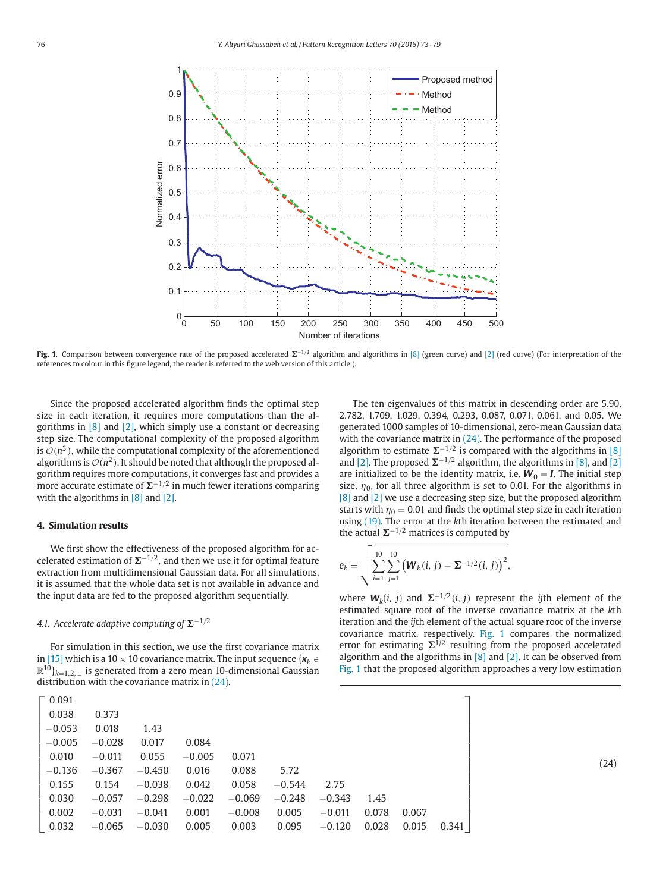**Fig. 1.** Comparison between convergence rate of the proposed accelerated $\Sigma^{-1/2}$ algorithm and algorithms in [8] (green curve) and [2] (red curve) (For interpretation of the references to colour in this figure legend, the reader is referred to the web version of this article.).

Since the proposed accelerated algorithm finds the optimal step size in each iteration, it requires more computations than the algorithms in [8] and [2], which simply use a constant or decreasing step size. The computational complexity of the proposed algorithm is $\mathcal{O}(n^3)$, while the computational complexity of the aforementioned algorithms is $\mathcal{O}(n^2)$. It should be noted that although the proposed algorithm requires more computations, it converges fast and provides a more accurate estimate of $\Sigma^{-1/2}$ in much fewer iterations comparing with the algorithms in [8] and [2].

## 4. Simulation results

We first show the effectiveness of the proposed algorithm for accelerated estimation of $\Sigma^{-1/2}$, and then we use it for optimal feature extraction from multidimensional Gaussian data. For all simulations, it is assumed that the whole data set is not available in advance and the input data are fed to the proposed algorithm sequentially.

### 4.1. Accelerate adaptive computing of $\Sigma^{-1/2}$

For simulation in this section, we use the first covariance matrix in [15] which is a $10 \times 10$ covariance matrix. The input sequence $\{\boldsymbol{x}_k \in \mathbb{R}^{10}\}_{k=1,2,\ldots}$ is generated from a zero mean 10-dimensional Gaussian distribution with the covariance matrix in (24).

$$
\begin{bmatrix}
0.091 & & & & & & & & & \\
0.038 & 0.373 & & & & & & & & \\
-0.053 & 0.018 & 1.43 & & & & & & & \\
-0.005 & -0.028 & 0.017 & 0.084 & & & & & & \\
0.010 & -0.011 & 0.055 & -0.005 & 0.071 & & & & & \\
-0.136 & -0.367 & -0.450 & 0.016 & 0.088 & 5.72 & & & & \\
0.155 & 0.154 & -0.038 & 0.042 & 0.058 & -0.544 & 2.75 & & & \\
0.030 & -0.057 & -0.298 & -0.022 & -0.069 & -0.248 & -0.343 & 1.45 & & \\
0.002 & -0.031 & -0.041 & 0.001 & -0.008 & 0.005 & -0.011 & 0.078 & 0.067 & \\
0.032 & -0.065 & -0.030 & 0.005 & 0.003 & 0.095 & -0.120 & 0.028 & 0.015 & 0.341
\end{bmatrix}
\tag{24}
$$

The ten eigenvalues of this matrix in descending order are 5.90, 2.782, 1.709, 1.029, 0.394, 0.293, 0.087, 0.071, 0.061, and 0.05. We generated 1000 samples of 10-dimensional, zero-mean Gaussian data with the covariance matrix in (24). The performance of the proposed algorithm to estimate $\Sigma^{-1/2}$ is compared with the algorithms in [8] and [2]. The proposed $\Sigma^{-1/2}$ algorithm, the algorithms in [8], and [2] are initialized to be the identity matrix, i.e. $\boldsymbol{W}_0 = \boldsymbol{I}$. The initial step size, $\eta_0$, for all three algorithm is set to 0.01. For the algorithms in [8] and [2] we use a decreasing step size, but the proposed algorithm starts with $\eta_0 = 0.01$ and finds the optimal step size in each iteration using (19). The error at the $k$th iteration between the estimated and the actual $\Sigma^{-1/2}$ matrices is computed by

$$
e_k = \sqrt{\sum_{i=1}^{10}\sum_{j=1}^{10}\left(\boldsymbol{W}_k(i,j) - \Sigma^{-1/2}(i,j)\right)^2},
$$

where $\boldsymbol{W}_k(i, j)$ and $\Sigma^{-1/2}(i, j)$ represent the $ij$th element of the estimated square root of the inverse covariance matrix at the $k$th iteration and the $ij$th element of the actual square root of the inverse covariance matrix, respectively. Fig. 1 compares the normalized error for estimating $\Sigma^{1/2}$ resulting from the proposed accelerated algorithm and the algorithms in [8] and [2]. It can be observed from Fig. 1 that the proposed algorithm approaches a very low estimation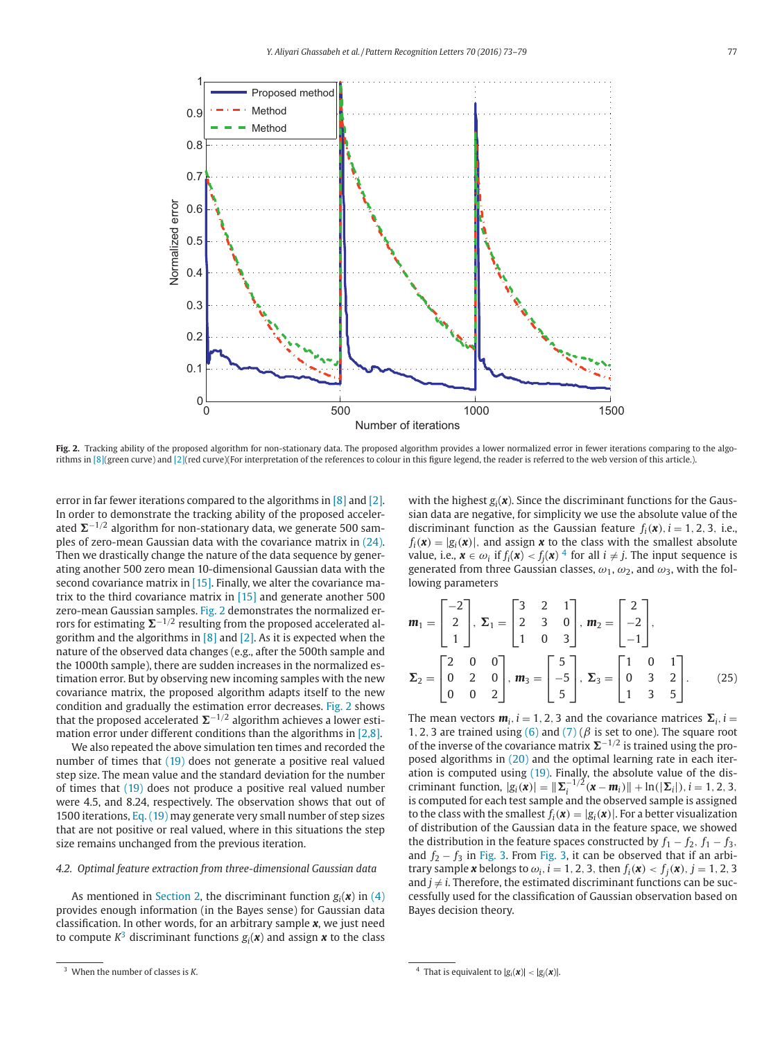**Fig. 2.** Tracking ability of the proposed algorithm for non-stationary data. The proposed algorithm provides a lower normalized error in fewer iterations comparing to the algorithms in [8](green curve) and [2](red curve)(For interpretation of the references to colour in this figure legend, the reader is referred to the web version of this article.).

error in far fewer iterations compared to the algorithms in [8] and [2]. In order to demonstrate the tracking ability of the proposed accelerated $\mathbf{\Sigma}^{-1/2}$ algorithm for non-stationary data, we generate 500 samples of zero-mean Gaussian data with the covariance matrix in (24). Then we drastically change the nature of the data sequence by generating another 500 zero mean 10-dimensional Gaussian data with the second covariance matrix in [15]. Finally, we alter the covariance matrix to the third covariance matrix in [15] and generate another 500 zero-mean Gaussian samples. Fig. 2 demonstrates the normalized errors for estimating $\mathbf{\Sigma}^{-1/2}$ resulting from the proposed accelerated algorithm and the algorithms in [8] and [2]. As it is expected when the nature of the observed data changes (e.g., after the 500th sample and the 1000th sample), there are sudden increases in the normalized estimation error. But by observing new incoming samples with the new covariance matrix, the proposed algorithm adapts itself to the new condition and gradually the estimation error decreases. Fig. 2 shows that the proposed accelerated $\mathbf{\Sigma}^{-1/2}$ algorithm achieves a lower estimation error under different conditions than the algorithms in [2,8].

We also repeated the above simulation ten times and recorded the number of times that (19) does not generate a positive real valued step size. The mean value and the standard deviation for the number of times that (19) does not produce a positive real valued number were 4.5, and 8.24, respectively. The observation shows that out of 1500 iterations, Eq. (19) may generate very small number of step sizes that are not positive or real valued, where in this situations the step size remains unchanged from the previous iteration.

#### 4.2. Optimal feature extraction from three-dimensional Gaussian data

As mentioned in Section 2, the discriminant function $g_i(\boldsymbol{x})$ in (4) provides enough information (in the Bayes sense) for Gaussian data classification. In other words, for an arbitrary sample $\boldsymbol{x}$, we just need to compute $K$[3] discriminant functions $g_i(\boldsymbol{x})$ and assign $\boldsymbol{x}$ to the class with the highest $g_i(\boldsymbol{x})$. Since the discriminant functions for the Gaussian data are negative, for simplicity we use the absolute value of the discriminant function as the Gaussian feature $f_i(\boldsymbol{x}), i = 1, 2, 3$, i.e., $f_i(\boldsymbol{x}) = |g_i(\boldsymbol{x})|$, and assign $\boldsymbol{x}$ to the class with the smallest absolute value, i.e., $\boldsymbol{x} \in \omega_i$ if $f_i(\boldsymbol{x}) < f_j(\boldsymbol{x})$ [4] for all $i \neq j$. The input sequence is generated from three Gaussian classes, $\omega_1$, $\omega_2$, and $\omega_3$, with the following parameters

$$\boldsymbol{m}_1 = \begin{bmatrix} -2 \\ 2 \\ 1 \end{bmatrix}, \ \mathbf{\Sigma}_1 = \begin{bmatrix} 3 & 2 & 1 \\ 2 & 3 & 0 \\ 1 & 0 & 3 \end{bmatrix}, \ \boldsymbol{m}_2 = \begin{bmatrix} 2 \\ -2 \\ -1 \end{bmatrix},$$

$$\mathbf{\Sigma}_2 = \begin{bmatrix} 2 & 0 & 0 \\ 0 & 2 & 0 \\ 0 & 0 & 2 \end{bmatrix}, \ \boldsymbol{m}_3 = \begin{bmatrix} 5 \\ -5 \\ 5 \end{bmatrix}, \ \mathbf{\Sigma}_3 = \begin{bmatrix} 1 & 0 & 1 \\ 0 & 3 & 2 \\ 1 & 3 & 5 \end{bmatrix}. \quad (25)$$

The mean vectors $\boldsymbol{m}_i, i = 1, 2, 3$ and the covariance matrices $\mathbf{\Sigma}_i, i = 1, 2, 3$ are trained using (6) and (7) ($\beta$ is set to one). The square root of the inverse of the covariance matrix $\mathbf{\Sigma}^{-1/2}$ is trained using the proposed algorithms in (20) and the optimal learning rate in each iteration is computed using (19). Finally, the absolute value of the discriminant function, $|g_i(\boldsymbol{x})| = \|\mathbf{\Sigma}_i^{-1/2}(\boldsymbol{x} - \boldsymbol{m}_i)\| + \ln(|\mathbf{\Sigma}_i|), i = 1, 2, 3$, is computed for each test sample and the observed sample is assigned to the class with the smallest $f_i(\boldsymbol{x}) = |g_i(\boldsymbol{x})|$. For a better visualization of distribution of the Gaussian data in the feature space, we showed the distribution in the feature spaces constructed by $f_1 - f_2$, $f_1 - f_3$, and $f_2 - f_3$ in Fig. 3. From Fig. 3, it can be observed that if an arbitrary sample $\boldsymbol{x}$ belongs to $\omega_i, i = 1, 2, 3$, then $f_i(\boldsymbol{x}) < f_j(\boldsymbol{x}), j = 1, 2, 3$ and $j \neq i$. Therefore, the estimated discriminant functions can be successfully used for the classification of Gaussian observation based on Bayes decision theory.

---

[3] When the number of classes is $K$.

[4] That is equivalent to $|g_i(\boldsymbol{x})| < |g_j(\boldsymbol{x})|$.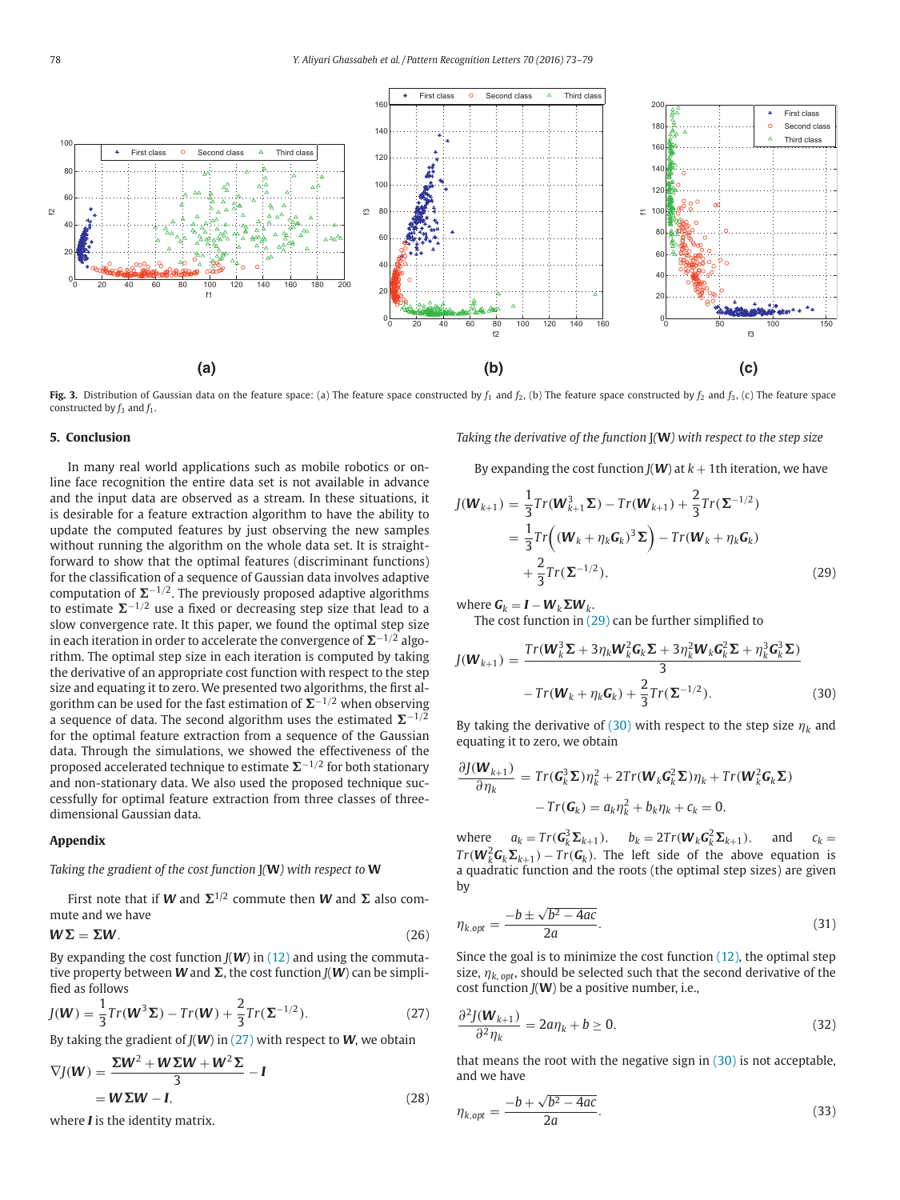**Fig. 3.** Distribution of Gaussian data on the feature space: (a) The feature space constructed by $f_1$ and $f_2$, (b) The feature space constructed by $f_2$ and $f_3$, (c) The feature space constructed by $f_3$ and $f_1$.

## 5. Conclusion

In many real world applications such as mobile robotics or online face recognition the entire data set is not available in advance and the input data are observed as a stream. In these situations, it is desirable for a feature extraction algorithm to have the ability to update the computed features by just observing the new samples without running the algorithm on the whole data set. It is straightforward to show that the optimal features (discriminant functions) for the classification of a sequence of Gaussian data involves adaptive computation of $\mathbf{\Sigma}^{-1/2}$. The previously proposed adaptive algorithms to estimate $\mathbf{\Sigma}^{-1/2}$ use a fixed or decreasing step size that lead to a slow convergence rate. It this paper, we found the optimal step size in each iteration in order to accelerate the convergence of $\mathbf{\Sigma}^{-1/2}$ algorithm. The optimal step size in each iteration is computed by taking the derivative of an appropriate cost function with respect to the step size and equating it to zero. We presented two algorithms, the first algorithm can be used for the fast estimation of $\mathbf{\Sigma}^{-1/2}$ when observing a sequence of data. The second algorithm uses the estimated $\mathbf{\Sigma}^{-1/2}$ for the optimal feature extraction from a sequence of the Gaussian data. Through the simulations, we showed the effectiveness of the proposed accelerated technique to estimate $\mathbf{\Sigma}^{-1/2}$ for both stationary and non-stationary data. We also used the proposed technique successfully for optimal feature extraction from three classes of three-dimensional Gaussian data.

## Appendix

*Taking the gradient of the cost function J(**W**) with respect to **W***

First note that if $\mathbf{W}$ and $\mathbf{\Sigma}^{1/2}$ commute then $\mathbf{W}$ and $\mathbf{\Sigma}$ also commute and we have

$$\mathbf{W}\mathbf{\Sigma} = \mathbf{\Sigma}\mathbf{W}. \tag{26}$$

By expanding the cost function $J(\mathbf{W})$ in (12) and using the commutative property between $\mathbf{W}$ and $\mathbf{\Sigma}$, the cost function $J(\mathbf{W})$ can be simplified as follows

$$J(\mathbf{W}) = \frac{1}{3}Tr(\mathbf{W}^3\mathbf{\Sigma}) - Tr(\mathbf{W}) + \frac{2}{3}Tr(\mathbf{\Sigma}^{-1/2}). \tag{27}$$

By taking the gradient of $J(\mathbf{W})$ in (27) with respect to $\mathbf{W}$, we obtain

$$\begin{aligned}\nabla J(\mathbf{W}) &= \frac{\mathbf{\Sigma}\mathbf{W}^2 + \mathbf{W}\mathbf{\Sigma}\mathbf{W} + \mathbf{W}^2\mathbf{\Sigma}}{3} - \mathbf{I} \\ &= \mathbf{W}\mathbf{\Sigma}\mathbf{W} - \mathbf{I},\end{aligned} \tag{28}$$

where $\mathbf{I}$ is the identity matrix.

*Taking the derivative of the function J(**W**) with respect to the step size*

By expanding the cost function $J(\mathbf{W})$ at $k+1$th iteration, we have

$$\begin{aligned}J(\mathbf{W}_{k+1}) &= \frac{1}{3}Tr(\mathbf{W}_{k+1}^3\mathbf{\Sigma}) - Tr(\mathbf{W}_{k+1}) + \frac{2}{3}Tr(\mathbf{\Sigma}^{-1/2}) \\ &= \frac{1}{3}Tr\Big((\mathbf{W}_k + \eta_k\mathbf{G}_k)^3\mathbf{\Sigma}\Big) - Tr(\mathbf{W}_k + \eta_k\mathbf{G}_k) \\ &\quad + \frac{2}{3}Tr(\mathbf{\Sigma}^{-1/2}),\end{aligned} \tag{29}$$

where $\mathbf{G}_k = \mathbf{I} - \mathbf{W}_k\mathbf{\Sigma}\mathbf{W}_k$.

The cost function in (29) can be further simplified to

$$\begin{aligned}J(\mathbf{W}_{k+1}) &= \frac{Tr(\mathbf{W}_k^3\mathbf{\Sigma} + 3\eta_k\mathbf{W}_k^2\mathbf{G}_k\mathbf{\Sigma} + 3\eta_k^2\mathbf{W}_k\mathbf{G}_k^2\mathbf{\Sigma} + \eta_k^3\mathbf{G}_k^3\mathbf{\Sigma})}{3} \\ &\quad - Tr(\mathbf{W}_k + \eta_k\mathbf{G}_k) + \frac{2}{3}Tr(\mathbf{\Sigma}^{-1/2}).\end{aligned} \tag{30}$$

By taking the derivative of (30) with respect to the step size $\eta_k$ and equating it to zero, we obtain

$$\begin{aligned}\frac{\partial J(\mathbf{W}_{k+1})}{\partial \eta_k} &= Tr(\mathbf{G}_k^3\mathbf{\Sigma})\eta_k^2 + 2Tr(\mathbf{W}_k\mathbf{G}_k^2\mathbf{\Sigma})\eta_k + Tr(\mathbf{W}_k^2\mathbf{G}_k\mathbf{\Sigma}) \\ &\quad - Tr(\mathbf{G}_k) = a_k\eta_k^2 + b_k\eta_k + c_k = 0,\end{aligned}$$

where $a_k = Tr(\mathbf{G}_k^3\mathbf{\Sigma}_{k+1})$, $b_k = 2Tr(\mathbf{W}_k\mathbf{G}_k^2\mathbf{\Sigma}_{k+1})$, and $c_k = Tr(\mathbf{W}_k^2\mathbf{G}_k\mathbf{\Sigma}_{k+1}) - Tr(\mathbf{G}_k)$. The left side of the above equation is a quadratic function and the roots (the optimal step sizes) are given by

$$\eta_{k,opt} = \frac{-b \pm \sqrt{b^2 - 4ac}}{2a}. \tag{31}$$

Since the goal is to minimize the cost function (12), the optimal step size, $\eta_{k,\,opt}$, should be selected such that the second derivative of the cost function $J(\mathbf{W})$ be a positive number, i.e.,

$$\frac{\partial^2 J(\mathbf{W}_{k+1})}{\partial^2 \eta_k} = 2a\eta_k + b \geq 0, \tag{32}$$

that means the root with the negative sign in (30) is not acceptable, and we have

$$\eta_{k,opt} = \frac{-b + \sqrt{b^2 - 4ac}}{2a}. \tag{33}$$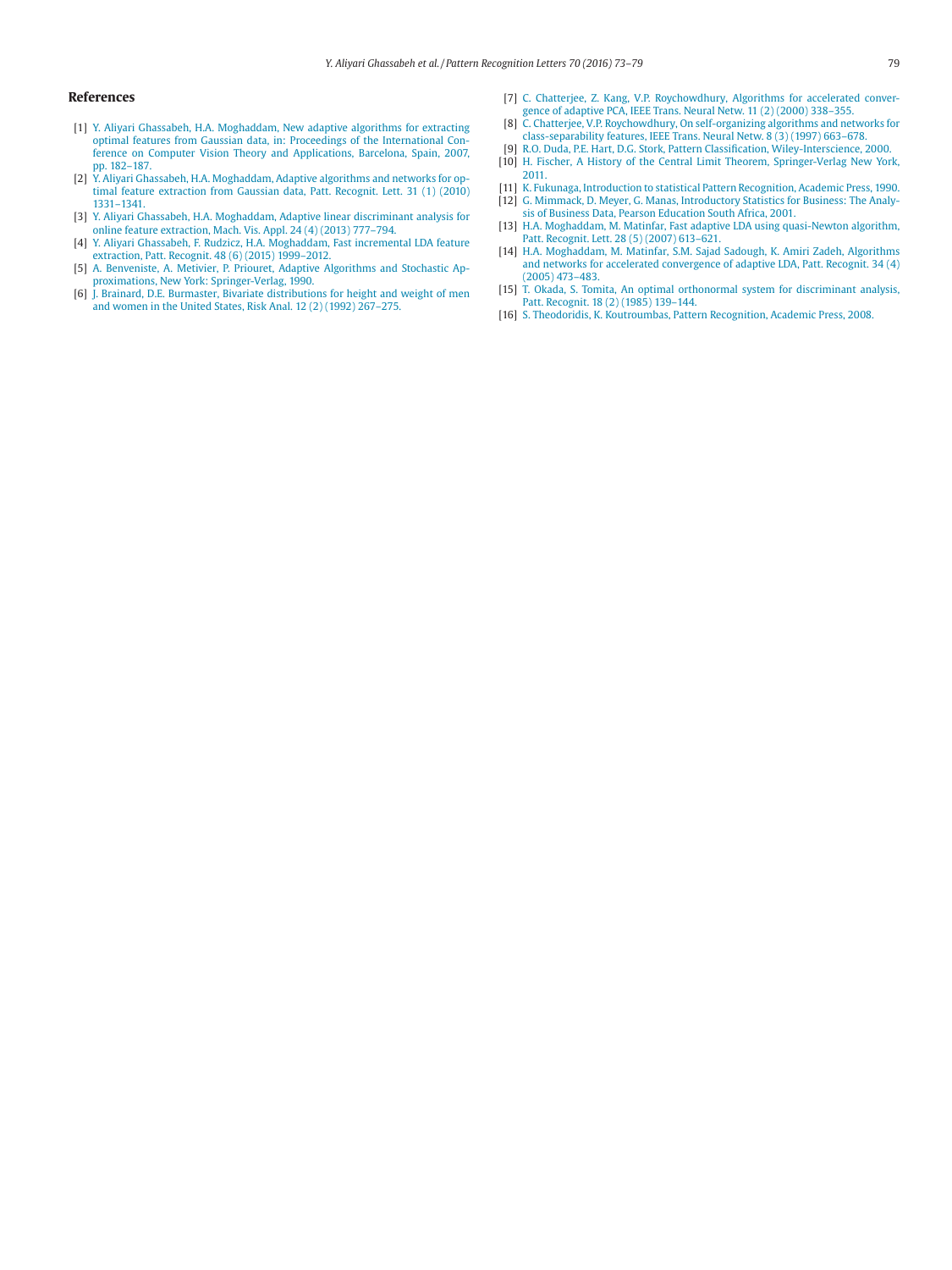## References

[1] Y. Aliyari Ghassabeh, H.A. Moghaddam, New adaptive algorithms for extracting optimal features from Gaussian data, in: Proceedings of the International Conference on Computer Vision Theory and Applications, Barcelona, Spain, 2007, pp. 182–187.

[2] Y. Aliyari Ghassabeh, H.A. Moghaddam, Adaptive algorithms and networks for optimal feature extraction from Gaussian data, Patt. Recognit. Lett. 31 (1) (2010) 1331–1341.

[3] Y. Aliyari Ghassabeh, H.A. Moghaddam, Adaptive linear discriminant analysis for online feature extraction, Mach. Vis. Appl. 24 (4) (2013) 777–794.

[4] Y. Aliyari Ghassabeh, F. Rudzicz, H.A. Moghaddam, Fast incremental LDA feature extraction, Patt. Recognit. 48 (6) (2015) 1999–2012.

[5] A. Benveniste, A. Metivier, P. Priouret, Adaptive Algorithms and Stochastic Approximations, New York: Springer-Verlag, 1990.

[6] J. Brainard, D.E. Burmaster, Bivariate distributions for height and weight of men and women in the United States, Risk Anal. 12 (2) (1992) 267–275.

[7] C. Chatterjee, Z. Kang, V.P. Roychowdhury, Algorithms for accelerated convergence of adaptive PCA, IEEE Trans. Neural Netw. 11 (2) (2000) 338–355.

[8] C. Chatterjee, V.P. Roychowdhury, On self-organizing algorithms and networks for class-separability features, IEEE Trans. Neural Netw. 8 (3) (1997) 663–678.

[9] R.O. Duda, P.E. Hart, D.G. Stork, Pattern Classification, Wiley-Interscience, 2000.

[10] H. Fischer, A History of the Central Limit Theorem, Springer-Verlag New York, 2011.

[11] K. Fukunaga, Introduction to statistical Pattern Recognition, Academic Press, 1990.

[12] G. Mimmack, D. Meyer, G. Manas, Introductory Statistics for Business: The Analysis of Business Data, Pearson Education South Africa, 2001.

[13] H.A. Moghaddam, M. Matinfar, Fast adaptive LDA using quasi-Newton algorithm, Patt. Recognit. Lett. 28 (5) (2007) 613–621.

[14] H.A. Moghaddam, M. Matinfar, S.M. Sajad Sadough, K. Amiri Zadeh, Algorithms and networks for accelerated convergence of adaptive LDA, Patt. Recognit. 34 (4) (2005) 473–483.

[15] T. Okada, S. Tomita, An optimal orthonormal system for discriminant analysis, Patt. Recognit. 18 (2) (1985) 139–144.

[16] S. Theodoridis, K. Koutroumbas, Pattern Recognition, Academic Press, 2008.